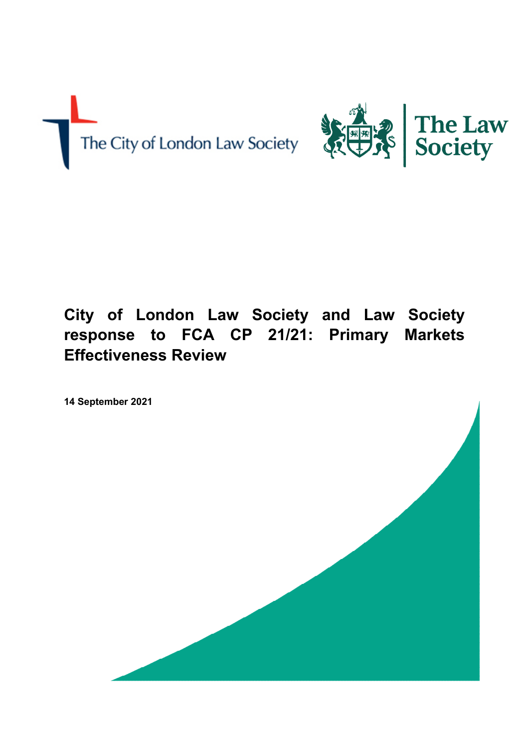# City of London Law Society and Law Society response to FCA CP 21/21: Primary Markets Effectiveness Review

**14 September 2021**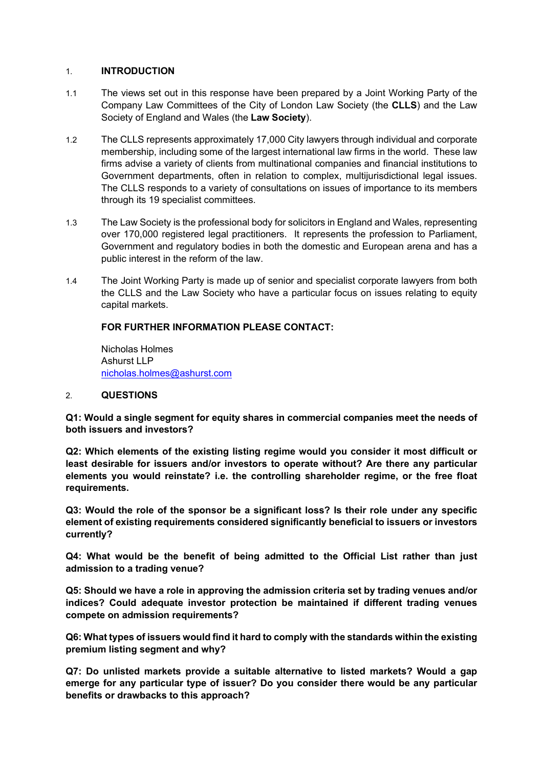## 1. INTRODUCTION

1.1 The views set out in this response have been prepared by a Joint Working Party of the Company Law Committees of the City of London Law Society (the **CLLS**) and the Law Society of England and Wales (the **Law Society**).

1.2 The CLLS represents approximately 17,000 City lawyers through individual and corporate membership, including some of the largest international law firms in the world. These law firms advise a variety of clients from multinational companies and financial institutions to Government departments, often in relation to complex, multijurisdictional legal issues. The CLLS responds to a variety of consultations on issues of importance to its members through its 19 specialist committees.

1.3 The Law Society is the professional body for solicitors in England and Wales, representing over 170,000 registered legal practitioners. It represents the profession to Parliament, Government and regulatory bodies in both the domestic and European arena and has a public interest in the reform of the law.

1.4 The Joint Working Party is made up of senior and specialist corporate lawyers from both the CLLS and the Law Society who have a particular focus on issues relating to equity capital markets.

**FOR FURTHER INFORMATION PLEASE CONTACT:**

Nicholas Holmes
Ashurst LLP
nicholas.holmes@ashurst.com

## 2. QUESTIONS

**Q1: Would a single segment for equity shares in commercial companies meet the needs of both issuers and investors?**

**Q2: Which elements of the existing listing regime would you consider it most difficult or least desirable for issuers and/or investors to operate without? Are there any particular elements you would reinstate? i.e. the controlling shareholder regime, or the free float requirements.**

**Q3: Would the role of the sponsor be a significant loss? Is their role under any specific element of existing requirements considered significantly beneficial to issuers or investors currently?**

**Q4: What would be the benefit of being admitted to the Official List rather than just admission to a trading venue?**

**Q5: Should we have a role in approving the admission criteria set by trading venues and/or indices? Could adequate investor protection be maintained if different trading venues compete on admission requirements?**

**Q6: What types of issuers would find it hard to comply with the standards within the existing premium listing segment and why?**

**Q7: Do unlisted markets provide a suitable alternative to listed markets? Would a gap emerge for any particular type of issuer? Do you consider there would be any particular benefits or drawbacks to this approach?**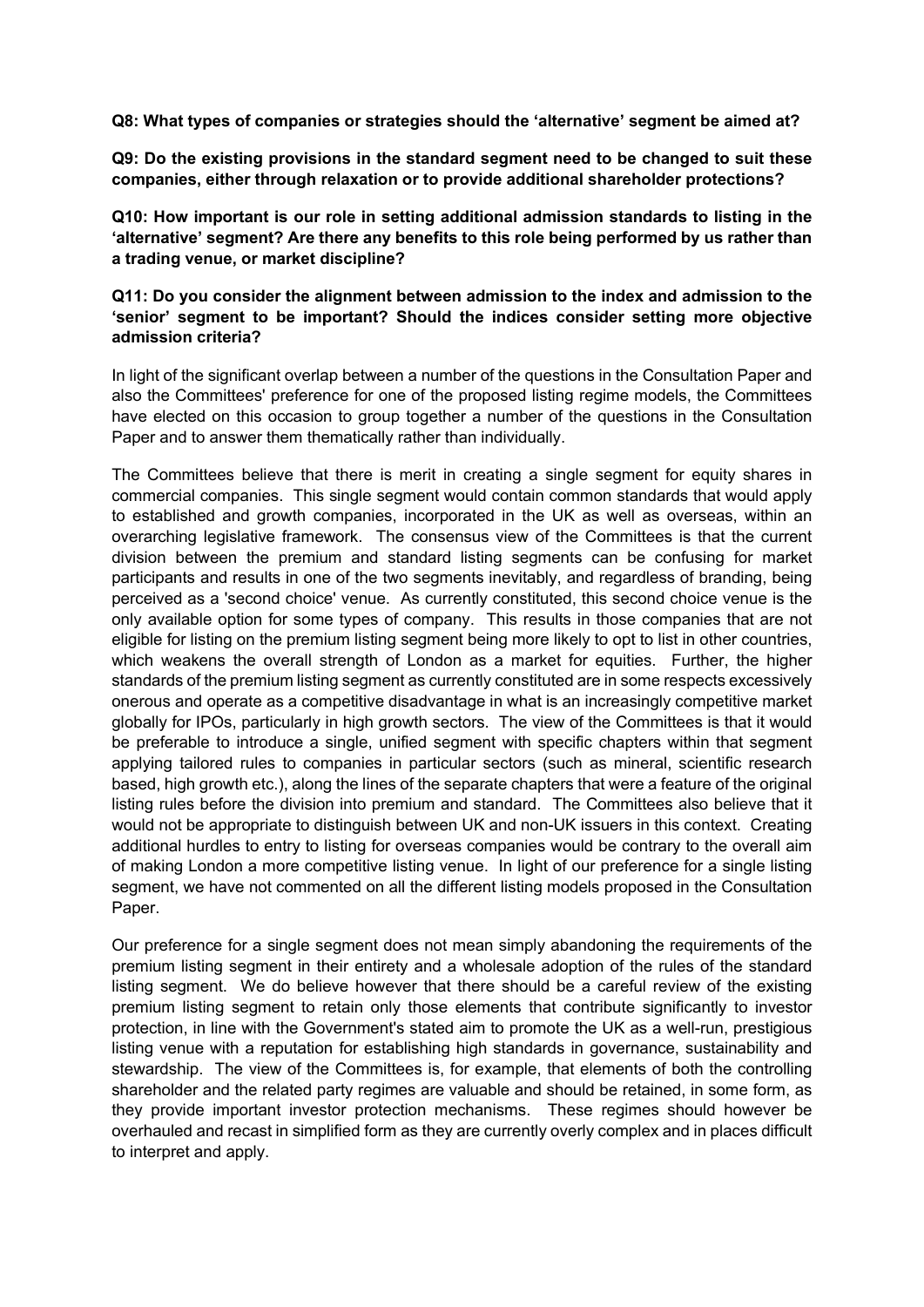**Q8: What types of companies or strategies should the 'alternative' segment be aimed at?**

**Q9: Do the existing provisions in the standard segment need to be changed to suit these companies, either through relaxation or to provide additional shareholder protections?**

**Q10: How important is our role in setting additional admission standards to listing in the 'alternative' segment? Are there any benefits to this role being performed by us rather than a trading venue, or market discipline?**

**Q11: Do you consider the alignment between admission to the index and admission to the 'senior' segment to be important? Should the indices consider setting more objective admission criteria?**

In light of the significant overlap between a number of the questions in the Consultation Paper and also the Committees' preference for one of the proposed listing regime models, the Committees have elected on this occasion to group together a number of the questions in the Consultation Paper and to answer them thematically rather than individually.

The Committees believe that there is merit in creating a single segment for equity shares in commercial companies. This single segment would contain common standards that would apply to established and growth companies, incorporated in the UK as well as overseas, within an overarching legislative framework. The consensus view of the Committees is that the current division between the premium and standard listing segments can be confusing for market participants and results in one of the two segments inevitably, and regardless of branding, being perceived as a 'second choice' venue. As currently constituted, this second choice venue is the only available option for some types of company. This results in those companies that are not eligible for listing on the premium listing segment being more likely to opt to list in other countries, which weakens the overall strength of London as a market for equities. Further, the higher standards of the premium listing segment as currently constituted are in some respects excessively onerous and operate as a competitive disadvantage in what is an increasingly competitive market globally for IPOs, particularly in high growth sectors. The view of the Committees is that it would be preferable to introduce a single, unified segment with specific chapters within that segment applying tailored rules to companies in particular sectors (such as mineral, scientific research based, high growth etc.), along the lines of the separate chapters that were a feature of the original listing rules before the division into premium and standard. The Committees also believe that it would not be appropriate to distinguish between UK and non-UK issuers in this context. Creating additional hurdles to entry to listing for overseas companies would be contrary to the overall aim of making London a more competitive listing venue. In light of our preference for a single listing segment, we have not commented on all the different listing models proposed in the Consultation Paper.

Our preference for a single segment does not mean simply abandoning the requirements of the premium listing segment in their entirety and a wholesale adoption of the rules of the standard listing segment. We do believe however that there should be a careful review of the existing premium listing segment to retain only those elements that contribute significantly to investor protection, in line with the Government's stated aim to promote the UK as a well-run, prestigious listing venue with a reputation for establishing high standards in governance, sustainability and stewardship. The view of the Committees is, for example, that elements of both the controlling shareholder and the related party regimes are valuable and should be retained, in some form, as they provide important investor protection mechanisms. These regimes should however be overhauled and recast in simplified form as they are currently overly complex and in places difficult to interpret and apply.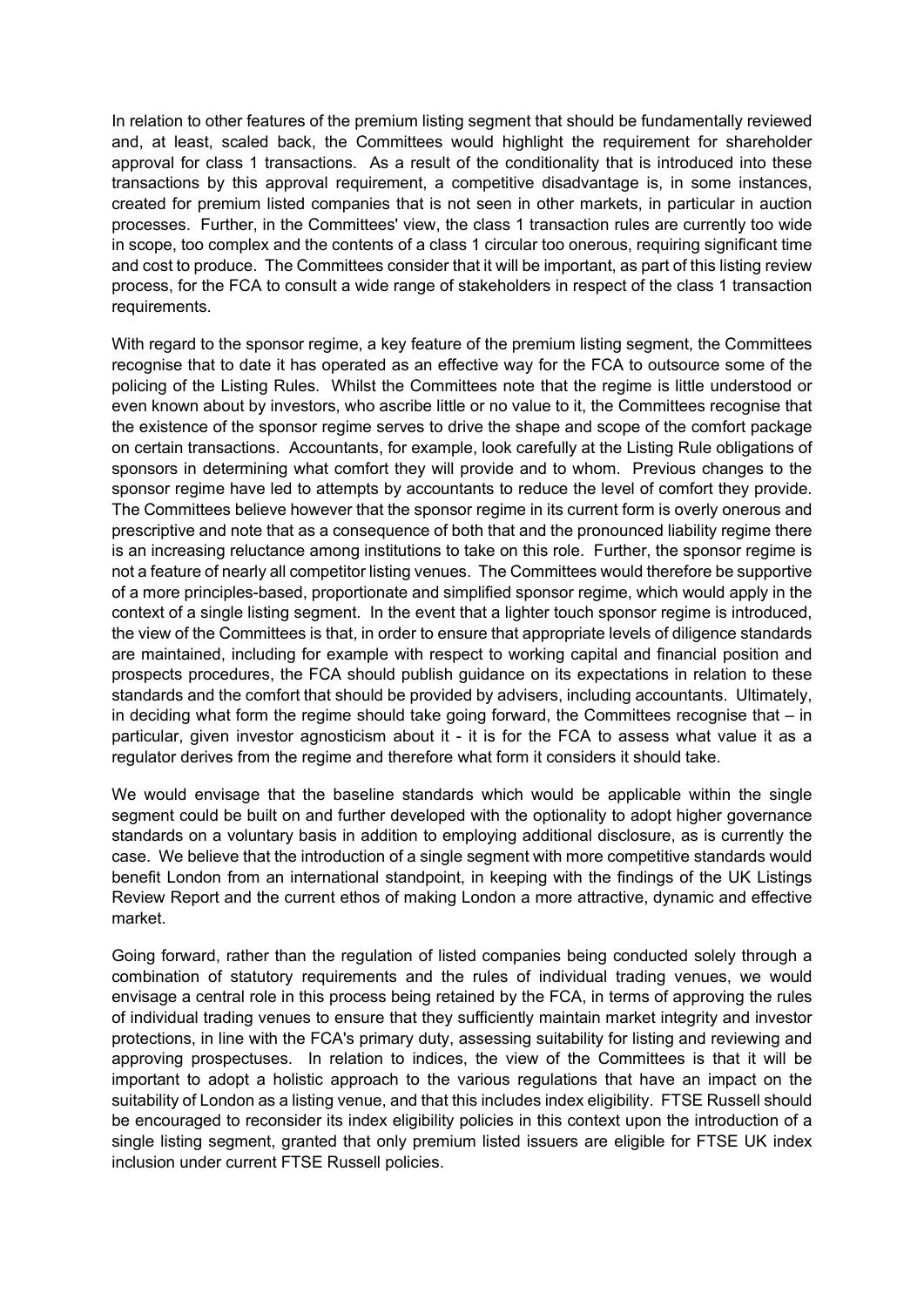In relation to other features of the premium listing segment that should be fundamentally reviewed and, at least, scaled back, the Committees would highlight the requirement for shareholder approval for class 1 transactions. As a result of the conditionality that is introduced into these transactions by this approval requirement, a competitive disadvantage is, in some instances, created for premium listed companies that is not seen in other markets, in particular in auction processes. Further, in the Committees' view, the class 1 transaction rules are currently too wide in scope, too complex and the contents of a class 1 circular too onerous, requiring significant time and cost to produce. The Committees consider that it will be important, as part of this listing review process, for the FCA to consult a wide range of stakeholders in respect of the class 1 transaction requirements.

With regard to the sponsor regime, a key feature of the premium listing segment, the Committees recognise that to date it has operated as an effective way for the FCA to outsource some of the policing of the Listing Rules. Whilst the Committees note that the regime is little understood or even known about by investors, who ascribe little or no value to it, the Committees recognise that the existence of the sponsor regime serves to drive the shape and scope of the comfort package on certain transactions. Accountants, for example, look carefully at the Listing Rule obligations of sponsors in determining what comfort they will provide and to whom. Previous changes to the sponsor regime have led to attempts by accountants to reduce the level of comfort they provide. The Committees believe however that the sponsor regime in its current form is overly onerous and prescriptive and note that as a consequence of both that and the pronounced liability regime there is an increasing reluctance among institutions to take on this role. Further, the sponsor regime is not a feature of nearly all competitor listing venues. The Committees would therefore be supportive of a more principles-based, proportionate and simplified sponsor regime, which would apply in the context of a single listing segment. In the event that a lighter touch sponsor regime is introduced, the view of the Committees is that, in order to ensure that appropriate levels of diligence standards are maintained, including for example with respect to working capital and financial position and prospects procedures, the FCA should publish guidance on its expectations in relation to these standards and the comfort that should be provided by advisers, including accountants. Ultimately, in deciding what form the regime should take going forward, the Committees recognise that – in particular, given investor agnosticism about it - it is for the FCA to assess what value it as a regulator derives from the regime and therefore what form it considers it should take.

We would envisage that the baseline standards which would be applicable within the single segment could be built on and further developed with the optionality to adopt higher governance standards on a voluntary basis in addition to employing additional disclosure, as is currently the case. We believe that the introduction of a single segment with more competitive standards would benefit London from an international standpoint, in keeping with the findings of the UK Listings Review Report and the current ethos of making London a more attractive, dynamic and effective market.

Going forward, rather than the regulation of listed companies being conducted solely through a combination of statutory requirements and the rules of individual trading venues, we would envisage a central role in this process being retained by the FCA, in terms of approving the rules of individual trading venues to ensure that they sufficiently maintain market integrity and investor protections, in line with the FCA's primary duty, assessing suitability for listing and reviewing and approving prospectuses. In relation to indices, the view of the Committees is that it will be important to adopt a holistic approach to the various regulations that have an impact on the suitability of London as a listing venue, and that this includes index eligibility. FTSE Russell should be encouraged to reconsider its index eligibility policies in this context upon the introduction of a single listing segment, granted that only premium listed issuers are eligible for FTSE UK index inclusion under current FTSE Russell policies.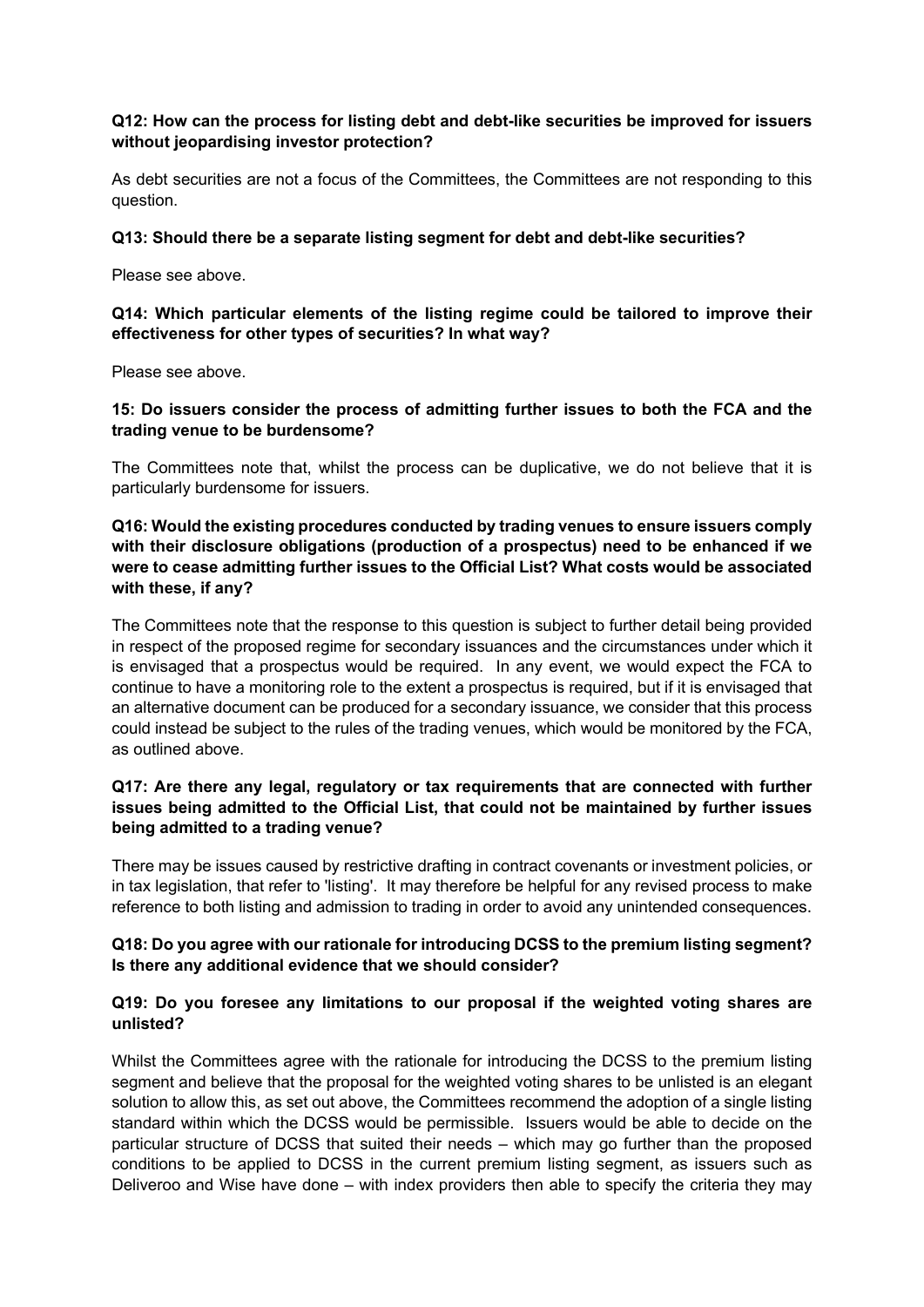**Q12: How can the process for listing debt and debt-like securities be improved for issuers without jeopardising investor protection?**

As debt securities are not a focus of the Committees, the Committees are not responding to this question.

**Q13: Should there be a separate listing segment for debt and debt-like securities?**

Please see above.

**Q14: Which particular elements of the listing regime could be tailored to improve their effectiveness for other types of securities? In what way?**

Please see above.

**15: Do issuers consider the process of admitting further issues to both the FCA and the trading venue to be burdensome?**

The Committees note that, whilst the process can be duplicative, we do not believe that it is particularly burdensome for issuers.

**Q16: Would the existing procedures conducted by trading venues to ensure issuers comply with their disclosure obligations (production of a prospectus) need to be enhanced if we were to cease admitting further issues to the Official List? What costs would be associated with these, if any?**

The Committees note that the response to this question is subject to further detail being provided in respect of the proposed regime for secondary issuances and the circumstances under which it is envisaged that a prospectus would be required. In any event, we would expect the FCA to continue to have a monitoring role to the extent a prospectus is required, but if it is envisaged that an alternative document can be produced for a secondary issuance, we consider that this process could instead be subject to the rules of the trading venues, which would be monitored by the FCA, as outlined above.

**Q17: Are there any legal, regulatory or tax requirements that are connected with further issues being admitted to the Official List, that could not be maintained by further issues being admitted to a trading venue?**

There may be issues caused by restrictive drafting in contract covenants or investment policies, or in tax legislation, that refer to 'listing'. It may therefore be helpful for any revised process to make reference to both listing and admission to trading in order to avoid any unintended consequences.

**Q18: Do you agree with our rationale for introducing DCSS to the premium listing segment? Is there any additional evidence that we should consider?**

**Q19: Do you foresee any limitations to our proposal if the weighted voting shares are unlisted?**

Whilst the Committees agree with the rationale for introducing the DCSS to the premium listing segment and believe that the proposal for the weighted voting shares to be unlisted is an elegant solution to allow this, as set out above, the Committees recommend the adoption of a single listing standard within which the DCSS would be permissible. Issuers would be able to decide on the particular structure of DCSS that suited their needs – which may go further than the proposed conditions to be applied to DCSS in the current premium listing segment, as issuers such as Deliveroo and Wise have done – with index providers then able to specify the criteria they may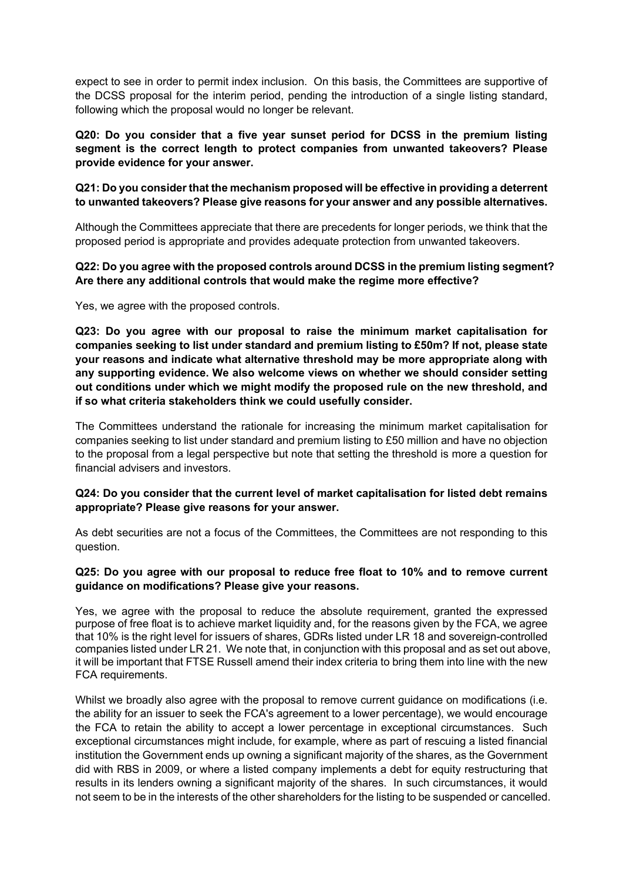expect to see in order to permit index inclusion. On this basis, the Committees are supportive of the DCSS proposal for the interim period, pending the introduction of a single listing standard, following which the proposal would no longer be relevant.

**Q20: Do you consider that a five year sunset period for DCSS in the premium listing segment is the correct length to protect companies from unwanted takeovers? Please provide evidence for your answer.**

**Q21: Do you consider that the mechanism proposed will be effective in providing a deterrent to unwanted takeovers? Please give reasons for your answer and any possible alternatives.**

Although the Committees appreciate that there are precedents for longer periods, we think that the proposed period is appropriate and provides adequate protection from unwanted takeovers.

**Q22: Do you agree with the proposed controls around DCSS in the premium listing segment? Are there any additional controls that would make the regime more effective?**

Yes, we agree with the proposed controls.

**Q23: Do you agree with our proposal to raise the minimum market capitalisation for companies seeking to list under standard and premium listing to £50m? If not, please state your reasons and indicate what alternative threshold may be more appropriate along with any supporting evidence. We also welcome views on whether we should consider setting out conditions under which we might modify the proposed rule on the new threshold, and if so what criteria stakeholders think we could usefully consider.**

The Committees understand the rationale for increasing the minimum market capitalisation for companies seeking to list under standard and premium listing to £50 million and have no objection to the proposal from a legal perspective but note that setting the threshold is more a question for financial advisers and investors.

**Q24: Do you consider that the current level of market capitalisation for listed debt remains appropriate? Please give reasons for your answer.**

As debt securities are not a focus of the Committees, the Committees are not responding to this question.

**Q25: Do you agree with our proposal to reduce free float to 10% and to remove current guidance on modifications? Please give your reasons.**

Yes, we agree with the proposal to reduce the absolute requirement, granted the expressed purpose of free float is to achieve market liquidity and, for the reasons given by the FCA, we agree that 10% is the right level for issuers of shares, GDRs listed under LR 18 and sovereign-controlled companies listed under LR 21. We note that, in conjunction with this proposal and as set out above, it will be important that FTSE Russell amend their index criteria to bring them into line with the new FCA requirements.

Whilst we broadly also agree with the proposal to remove current guidance on modifications (i.e. the ability for an issuer to seek the FCA's agreement to a lower percentage), we would encourage the FCA to retain the ability to accept a lower percentage in exceptional circumstances. Such exceptional circumstances might include, for example, where as part of rescuing a listed financial institution the Government ends up owning a significant majority of the shares, as the Government did with RBS in 2009, or where a listed company implements a debt for equity restructuring that results in its lenders owning a significant majority of the shares. In such circumstances, it would not seem to be in the interests of the other shareholders for the listing to be suspended or cancelled.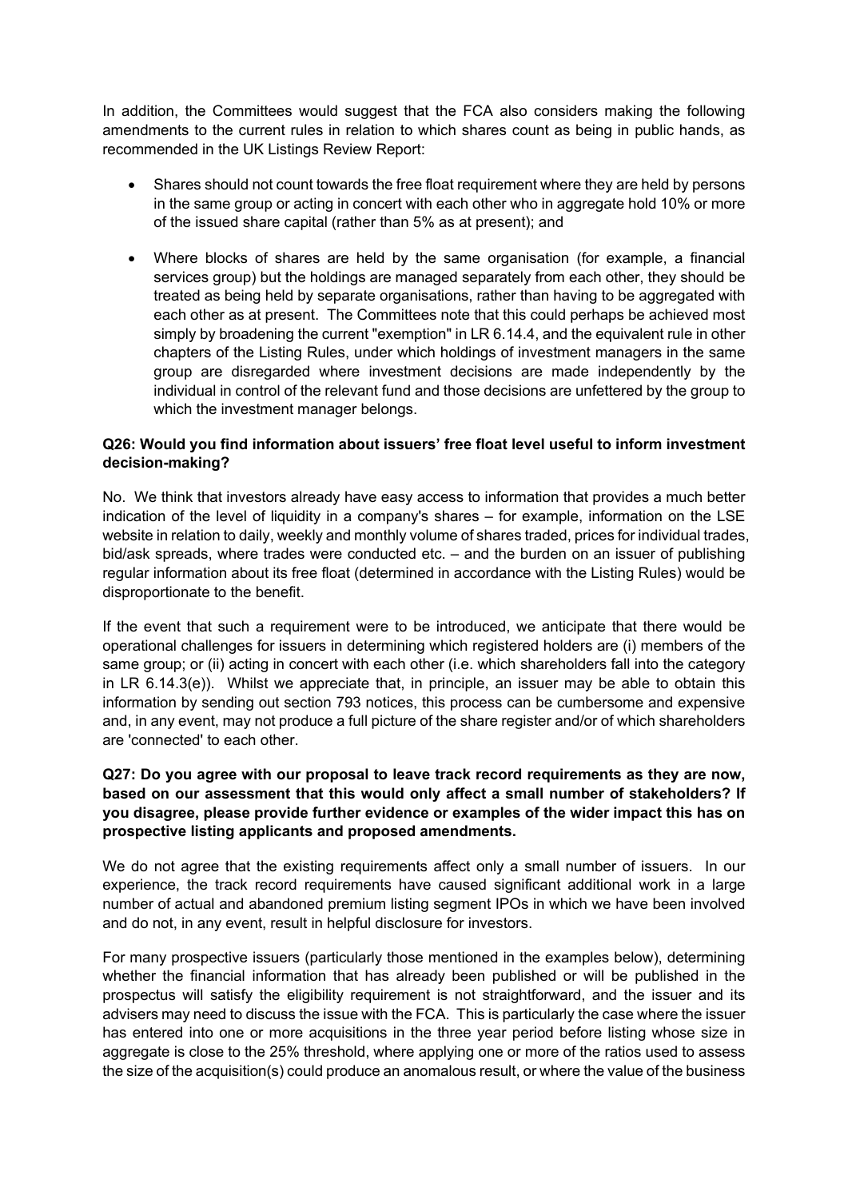In addition, the Committees would suggest that the FCA also considers making the following amendments to the current rules in relation to which shares count as being in public hands, as recommended in the UK Listings Review Report:

- Shares should not count towards the free float requirement where they are held by persons in the same group or acting in concert with each other who in aggregate hold 10% or more of the issued share capital (rather than 5% as at present); and
- Where blocks of shares are held by the same organisation (for example, a financial services group) but the holdings are managed separately from each other, they should be treated as being held by separate organisations, rather than having to be aggregated with each other as at present. The Committees note that this could perhaps be achieved most simply by broadening the current "exemption" in LR 6.14.4, and the equivalent rule in other chapters of the Listing Rules, under which holdings of investment managers in the same group are disregarded where investment decisions are made independently by the individual in control of the relevant fund and those decisions are unfettered by the group to which the investment manager belongs.

**Q26: Would you find information about issuers' free float level useful to inform investment decision-making?**

No. We think that investors already have easy access to information that provides a much better indication of the level of liquidity in a company's shares – for example, information on the LSE website in relation to daily, weekly and monthly volume of shares traded, prices for individual trades, bid/ask spreads, where trades were conducted etc. – and the burden on an issuer of publishing regular information about its free float (determined in accordance with the Listing Rules) would be disproportionate to the benefit.

If the event that such a requirement were to be introduced, we anticipate that there would be operational challenges for issuers in determining which registered holders are (i) members of the same group; or (ii) acting in concert with each other (i.e. which shareholders fall into the category in LR 6.14.3(e)). Whilst we appreciate that, in principle, an issuer may be able to obtain this information by sending out section 793 notices, this process can be cumbersome and expensive and, in any event, may not produce a full picture of the share register and/or of which shareholders are 'connected' to each other.

**Q27: Do you agree with our proposal to leave track record requirements as they are now, based on our assessment that this would only affect a small number of stakeholders? If you disagree, please provide further evidence or examples of the wider impact this has on prospective listing applicants and proposed amendments.**

We do not agree that the existing requirements affect only a small number of issuers. In our experience, the track record requirements have caused significant additional work in a large number of actual and abandoned premium listing segment IPOs in which we have been involved and do not, in any event, result in helpful disclosure for investors.

For many prospective issuers (particularly those mentioned in the examples below), determining whether the financial information that has already been published or will be published in the prospectus will satisfy the eligibility requirement is not straightforward, and the issuer and its advisers may need to discuss the issue with the FCA. This is particularly the case where the issuer has entered into one or more acquisitions in the three year period before listing whose size in aggregate is close to the 25% threshold, where applying one or more of the ratios used to assess the size of the acquisition(s) could produce an anomalous result, or where the value of the business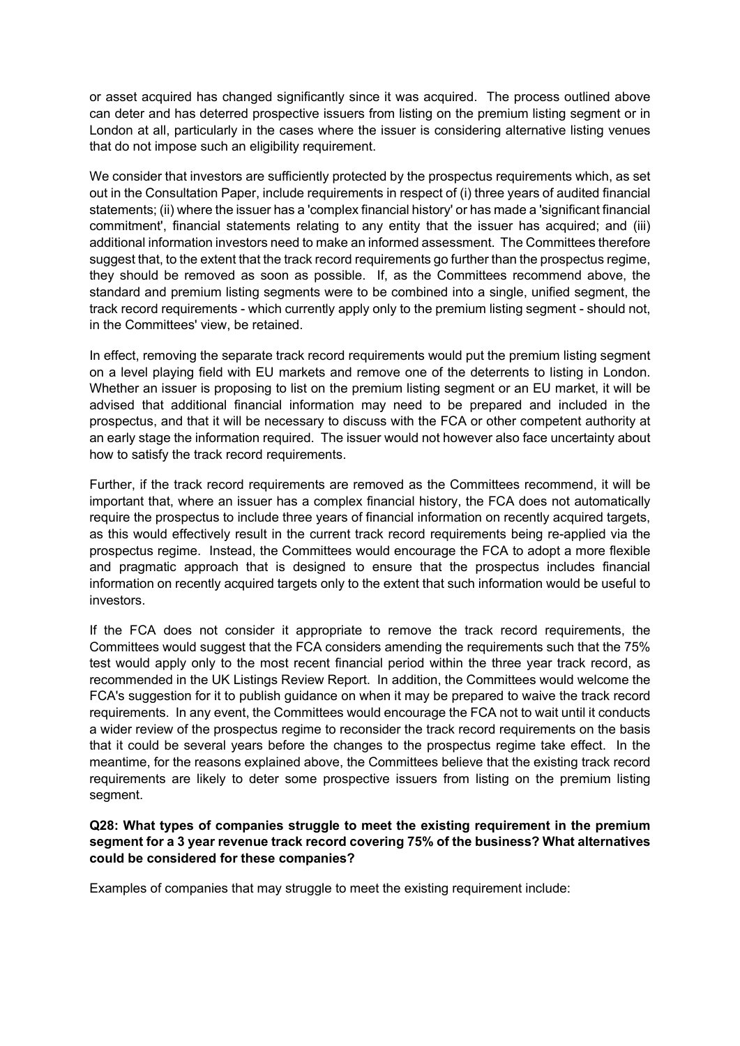or asset acquired has changed significantly since it was acquired. The process outlined above can deter and has deterred prospective issuers from listing on the premium listing segment or in London at all, particularly in the cases where the issuer is considering alternative listing venues that do not impose such an eligibility requirement.

We consider that investors are sufficiently protected by the prospectus requirements which, as set out in the Consultation Paper, include requirements in respect of (i) three years of audited financial statements; (ii) where the issuer has a 'complex financial history' or has made a 'significant financial commitment', financial statements relating to any entity that the issuer has acquired; and (iii) additional information investors need to make an informed assessment. The Committees therefore suggest that, to the extent that the track record requirements go further than the prospectus regime, they should be removed as soon as possible. If, as the Committees recommend above, the standard and premium listing segments were to be combined into a single, unified segment, the track record requirements - which currently apply only to the premium listing segment - should not, in the Committees' view, be retained.

In effect, removing the separate track record requirements would put the premium listing segment on a level playing field with EU markets and remove one of the deterrents to listing in London. Whether an issuer is proposing to list on the premium listing segment or an EU market, it will be advised that additional financial information may need to be prepared and included in the prospectus, and that it will be necessary to discuss with the FCA or other competent authority at an early stage the information required. The issuer would not however also face uncertainty about how to satisfy the track record requirements.

Further, if the track record requirements are removed as the Committees recommend, it will be important that, where an issuer has a complex financial history, the FCA does not automatically require the prospectus to include three years of financial information on recently acquired targets, as this would effectively result in the current track record requirements being re-applied via the prospectus regime. Instead, the Committees would encourage the FCA to adopt a more flexible and pragmatic approach that is designed to ensure that the prospectus includes financial information on recently acquired targets only to the extent that such information would be useful to investors.

If the FCA does not consider it appropriate to remove the track record requirements, the Committees would suggest that the FCA considers amending the requirements such that the 75% test would apply only to the most recent financial period within the three year track record, as recommended in the UK Listings Review Report. In addition, the Committees would welcome the FCA's suggestion for it to publish guidance on when it may be prepared to waive the track record requirements. In any event, the Committees would encourage the FCA not to wait until it conducts a wider review of the prospectus regime to reconsider the track record requirements on the basis that it could be several years before the changes to the prospectus regime take effect. In the meantime, for the reasons explained above, the Committees believe that the existing track record requirements are likely to deter some prospective issuers from listing on the premium listing segment.

**Q28: What types of companies struggle to meet the existing requirement in the premium segment for a 3 year revenue track record covering 75% of the business? What alternatives could be considered for these companies?**

Examples of companies that may struggle to meet the existing requirement include: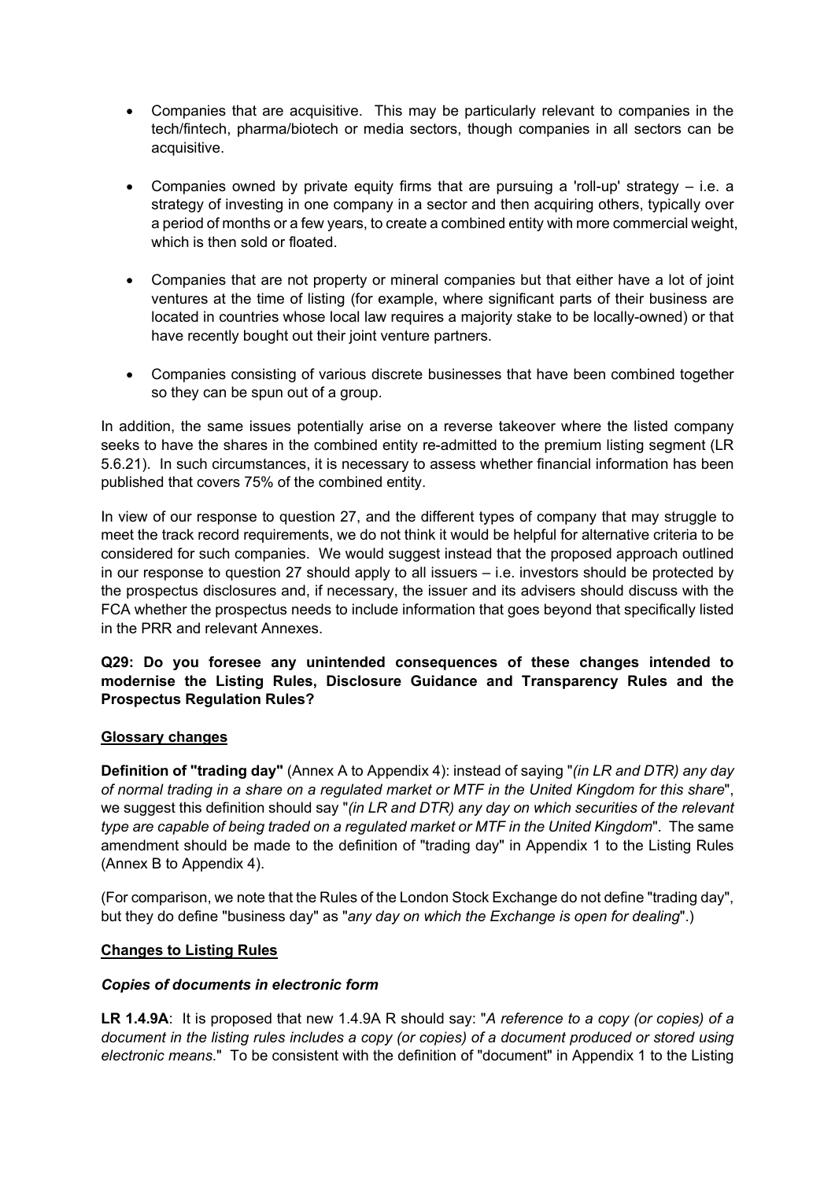- Companies that are acquisitive. This may be particularly relevant to companies in the tech/fintech, pharma/biotech or media sectors, though companies in all sectors can be acquisitive.

- Companies owned by private equity firms that are pursuing a 'roll-up' strategy – i.e. a strategy of investing in one company in a sector and then acquiring others, typically over a period of months or a few years, to create a combined entity with more commercial weight, which is then sold or floated.

- Companies that are not property or mineral companies but that either have a lot of joint ventures at the time of listing (for example, where significant parts of their business are located in countries whose local law requires a majority stake to be locally-owned) or that have recently bought out their joint venture partners.

- Companies consisting of various discrete businesses that have been combined together so they can be spun out of a group.

In addition, the same issues potentially arise on a reverse takeover where the listed company seeks to have the shares in the combined entity re-admitted to the premium listing segment (LR 5.6.21). In such circumstances, it is necessary to assess whether financial information has been published that covers 75% of the combined entity.

In view of our response to question 27, and the different types of company that may struggle to meet the track record requirements, we do not think it would be helpful for alternative criteria to be considered for such companies. We would suggest instead that the proposed approach outlined in our response to question 27 should apply to all issuers – i.e. investors should be protected by the prospectus disclosures and, if necessary, the issuer and its advisers should discuss with the FCA whether the prospectus needs to include information that goes beyond that specifically listed in the PRR and relevant Annexes.

**Q29: Do you foresee any unintended consequences of these changes intended to modernise the Listing Rules, Disclosure Guidance and Transparency Rules and the Prospectus Regulation Rules?**

**Glossary changes**

**Definition of "trading day"** (Annex A to Appendix 4): instead of saying "*(in LR and DTR) any day of normal trading in a share on a regulated market or MTF in the United Kingdom for this share*", we suggest this definition should say "*(in LR and DTR) any day on which securities of the relevant type are capable of being traded on a regulated market or MTF in the United Kingdom*". The same amendment should be made to the definition of "trading day" in Appendix 1 to the Listing Rules (Annex B to Appendix 4).

(For comparison, we note that the Rules of the London Stock Exchange do not define "trading day", but they do define "business day" as "*any day on which the Exchange is open for dealing*".)

**Changes to Listing Rules**

***Copies of documents in electronic form***

**LR 1.4.9A**: It is proposed that new 1.4.9A R should say: "*A reference to a copy (or copies) of a document in the listing rules includes a copy (or copies) of a document produced or stored using electronic means*." To be consistent with the definition of "document" in Appendix 1 to the Listing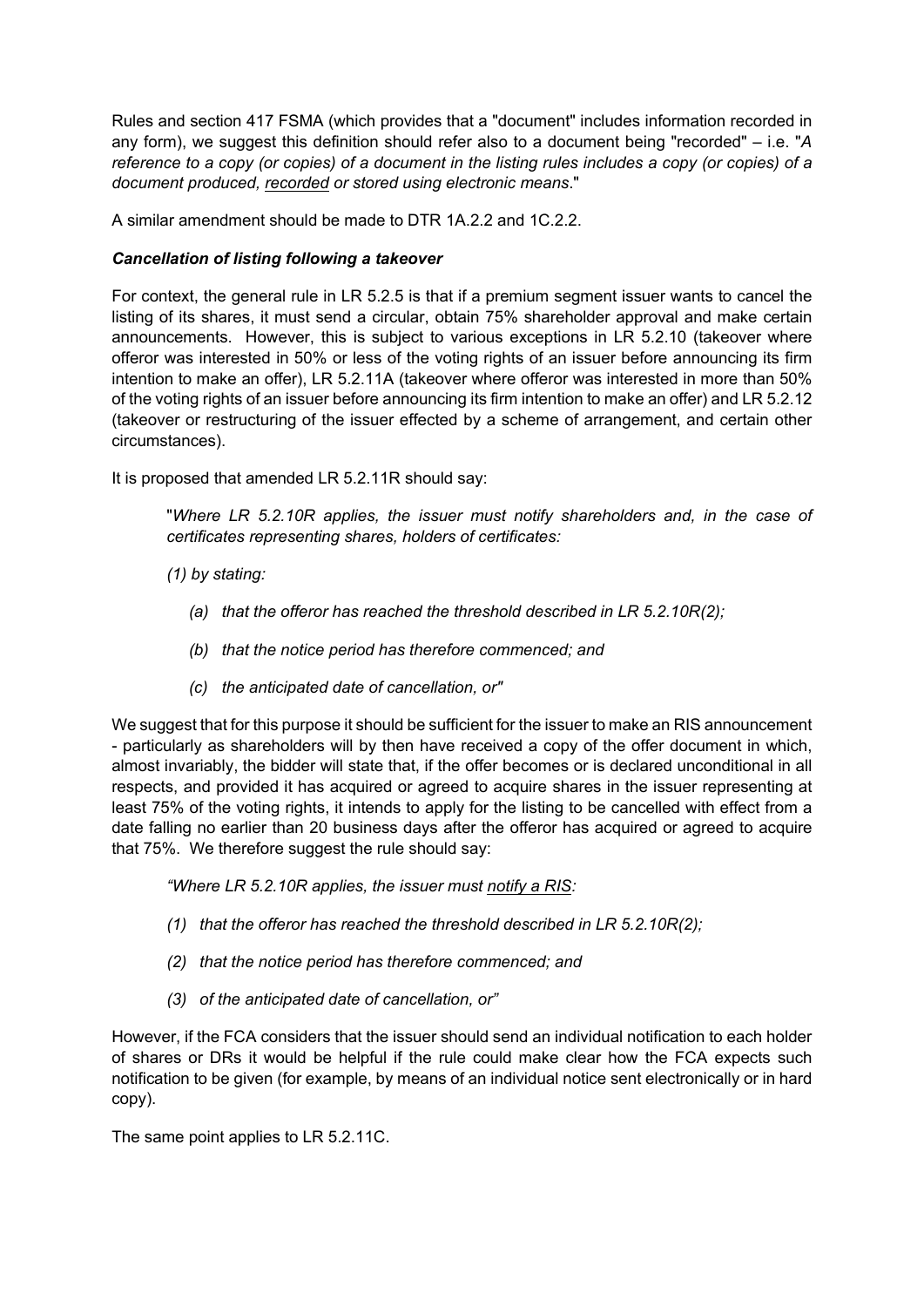Rules and section 417 FSMA (which provides that a "document" includes information recorded in any form), we suggest this definition should refer also to a document being "recorded" – i.e. "*A reference to a copy (or copies) of a document in the listing rules includes a copy (or copies) of a document produced, <u>recorded</u> or stored using electronic means*."

A similar amendment should be made to DTR 1A.2.2 and 1C.2.2.

***Cancellation of listing following a takeover***

For context, the general rule in LR 5.2.5 is that if a premium segment issuer wants to cancel the listing of its shares, it must send a circular, obtain 75% shareholder approval and make certain announcements. However, this is subject to various exceptions in LR 5.2.10 (takeover where offeror was interested in 50% or less of the voting rights of an issuer before announcing its firm intention to make an offer), LR 5.2.11A (takeover where offeror was interested in more than 50% of the voting rights of an issuer before announcing its firm intention to make an offer) and LR 5.2.12 (takeover or restructuring of the issuer effected by a scheme of arrangement, and certain other circumstances).

It is proposed that amended LR 5.2.11R should say:

> "*Where LR 5.2.10R applies, the issuer must notify shareholders and, in the case of certificates representing shares, holders of certificates:*
>
> *(1) by stating:*
>
> *(a) that the offeror has reached the threshold described in LR 5.2.10R(2);*
>
> *(b) that the notice period has therefore commenced; and*
>
> *(c) the anticipated date of cancellation, or"*

We suggest that for this purpose it should be sufficient for the issuer to make an RIS announcement - particularly as shareholders will by then have received a copy of the offer document in which, almost invariably, the bidder will state that, if the offer becomes or is declared unconditional in all respects, and provided it has acquired or agreed to acquire shares in the issuer representing at least 75% of the voting rights, it intends to apply for the listing to be cancelled with effect from a date falling no earlier than 20 business days after the offeror has acquired or agreed to acquire that 75%. We therefore suggest the rule should say:

> *"Where LR 5.2.10R applies, the issuer must <u>notify a RIS</u>:*
>
> *(1) that the offeror has reached the threshold described in LR 5.2.10R(2);*
>
> *(2) that the notice period has therefore commenced; and*
>
> *(3) of the anticipated date of cancellation, or"*

However, if the FCA considers that the issuer should send an individual notification to each holder of shares or DRs it would be helpful if the rule could make clear how the FCA expects such notification to be given (for example, by means of an individual notice sent electronically or in hard copy).

The same point applies to LR 5.2.11C.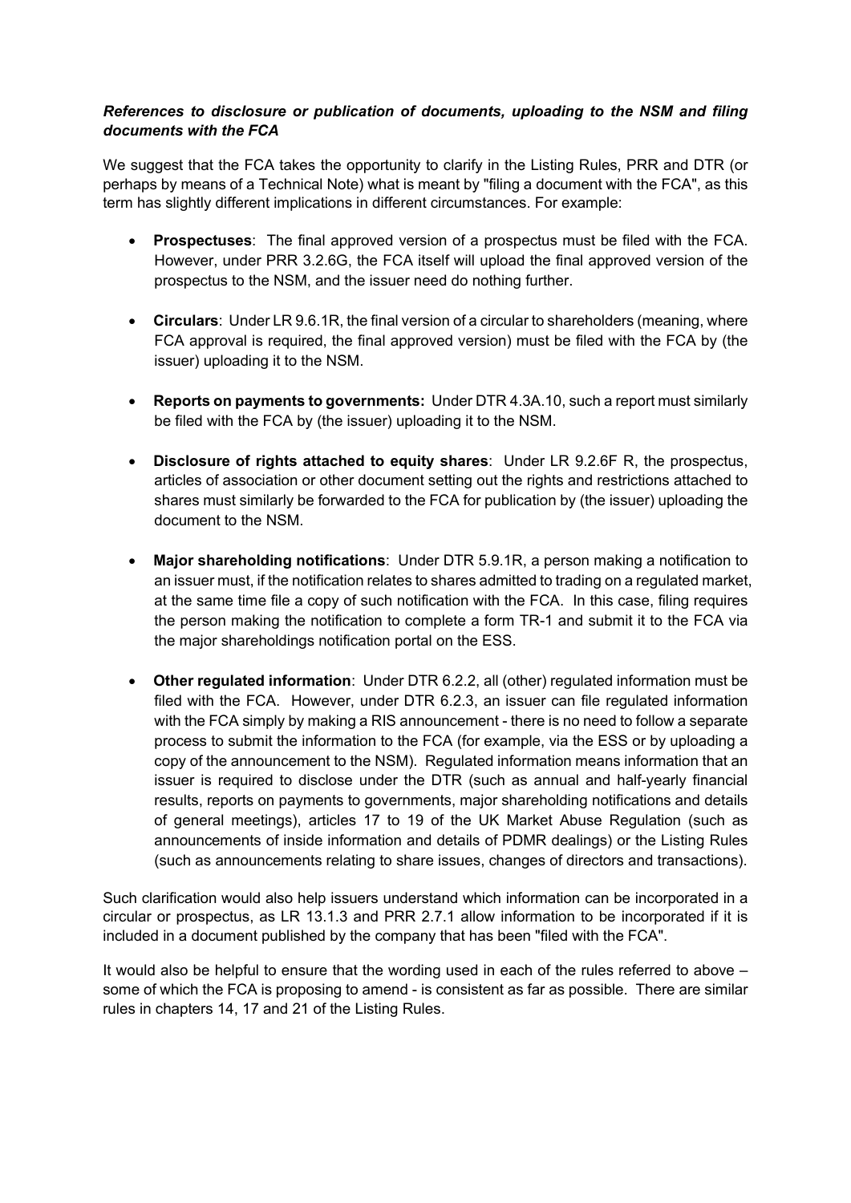***References to disclosure or publication of documents, uploading to the NSM and filing documents with the FCA***

We suggest that the FCA takes the opportunity to clarify in the Listing Rules, PRR and DTR (or perhaps by means of a Technical Note) what is meant by "filing a document with the FCA", as this term has slightly different implications in different circumstances. For example:

- **Prospectuses**: The final approved version of a prospectus must be filed with the FCA. However, under PRR 3.2.6G, the FCA itself will upload the final approved version of the prospectus to the NSM, and the issuer need do nothing further.
- **Circulars**: Under LR 9.6.1R, the final version of a circular to shareholders (meaning, where FCA approval is required, the final approved version) must be filed with the FCA by (the issuer) uploading it to the NSM.
- **Reports on payments to governments:** Under DTR 4.3A.10, such a report must similarly be filed with the FCA by (the issuer) uploading it to the NSM.
- **Disclosure of rights attached to equity shares**: Under LR 9.2.6F R, the prospectus, articles of association or other document setting out the rights and restrictions attached to shares must similarly be forwarded to the FCA for publication by (the issuer) uploading the document to the NSM.
- **Major shareholding notifications**: Under DTR 5.9.1R, a person making a notification to an issuer must, if the notification relates to shares admitted to trading on a regulated market, at the same time file a copy of such notification with the FCA. In this case, filing requires the person making the notification to complete a form TR-1 and submit it to the FCA via the major shareholdings notification portal on the ESS.
- **Other regulated information**: Under DTR 6.2.2, all (other) regulated information must be filed with the FCA. However, under DTR 6.2.3, an issuer can file regulated information with the FCA simply by making a RIS announcement - there is no need to follow a separate process to submit the information to the FCA (for example, via the ESS or by uploading a copy of the announcement to the NSM). Regulated information means information that an issuer is required to disclose under the DTR (such as annual and half-yearly financial results, reports on payments to governments, major shareholding notifications and details of general meetings), articles 17 to 19 of the UK Market Abuse Regulation (such as announcements of inside information and details of PDMR dealings) or the Listing Rules (such as announcements relating to share issues, changes of directors and transactions).

Such clarification would also help issuers understand which information can be incorporated in a circular or prospectus, as LR 13.1.3 and PRR 2.7.1 allow information to be incorporated if it is included in a document published by the company that has been "filed with the FCA".

It would also be helpful to ensure that the wording used in each of the rules referred to above – some of which the FCA is proposing to amend - is consistent as far as possible. There are similar rules in chapters 14, 17 and 21 of the Listing Rules.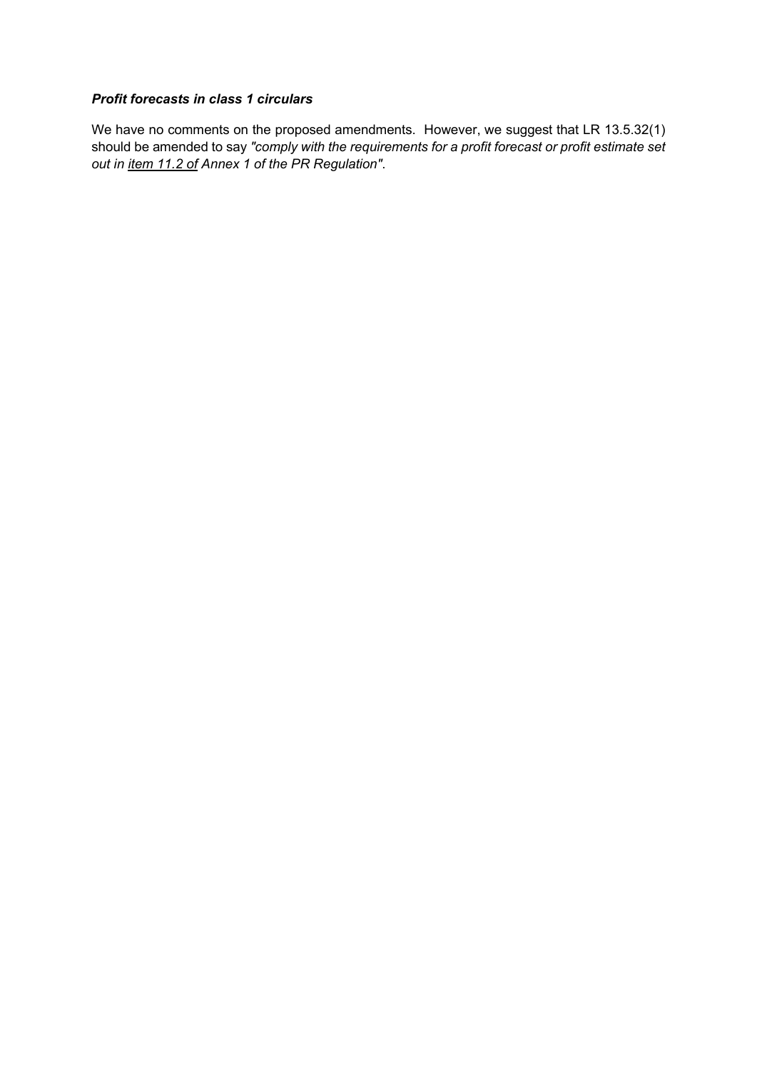***Profit forecasts in class 1 circulars***

We have no comments on the proposed amendments. However, we suggest that LR 13.5.32(1) should be amended to say *"comply with the requirements for a profit forecast or profit estimate set out in <u>item 11.2 of</u> Annex 1 of the PR Regulation"*.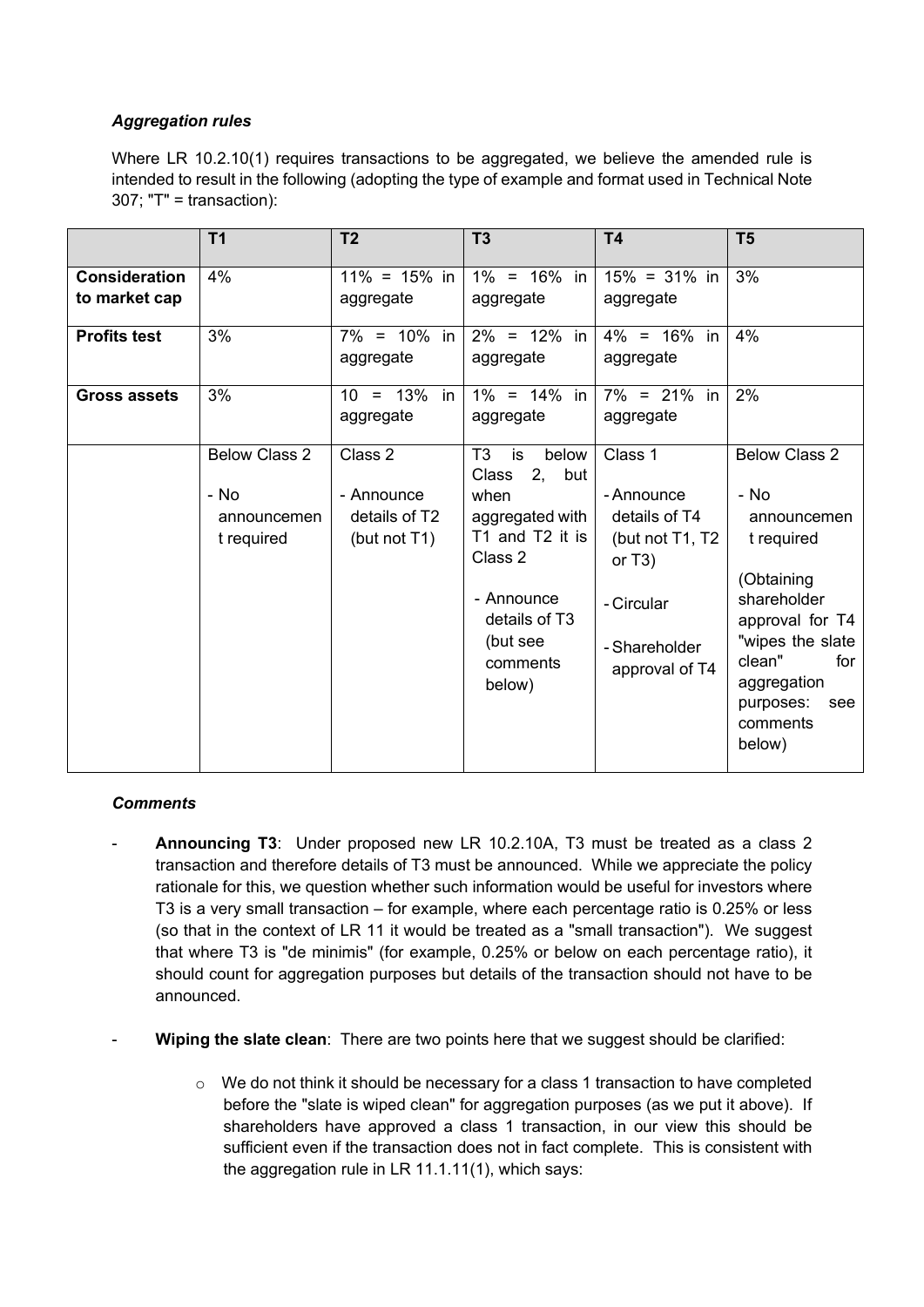### *Aggregation rules*

Where LR 10.2.10(1) requires transactions to be aggregated, we believe the amended rule is intended to result in the following (adopting the type of example and format used in Technical Note 307; "T" = transaction):

| | T1 | T2 | T3 | T4 | T5 |
|---|---|---|---|---|---|
| **Consideration to market cap** | 4% | 11% = 15% in aggregate | 1% = 16% in aggregate | 15% = 31% in aggregate | 3% |
| **Profits test** | 3% | 7% = 10% in aggregate | 2% = 12% in aggregate | 4% = 16% in aggregate | 4% |
| **Gross assets** | 3% | 10 = 13% in aggregate | 1% = 14% in aggregate | 7% = 21% in aggregate | 2% |
| | Below Class 2<br><br>- No announcement required | Class 2<br><br>- Announce details of T2 (but not T1) | T3 is below Class 2, but when aggregated with T1 and T2 it is Class 2<br><br>- Announce details of T3 (but see comments below) | Class 1<br><br>- Announce details of T4 (but not T1, T2 or T3)<br><br>- Circular<br><br>- Shareholder approval of T4 | Below Class 2<br><br>- No announcement required<br><br>(Obtaining shareholder approval for T4 "wipes the slate clean" for aggregation purposes: see comments below) |

### *Comments*

- **Announcing T3**: Under proposed new LR 10.2.10A, T3 must be treated as a class 2 transaction and therefore details of T3 must be announced. While we appreciate the policy rationale for this, we question whether such information would be useful for investors where T3 is a very small transaction – for example, where each percentage ratio is 0.25% or less (so that in the context of LR 11 it would be treated as a "small transaction"). We suggest that where T3 is "de minimis" (for example, 0.25% or below on each percentage ratio), it should count for aggregation purposes but details of the transaction should not have to be announced.

- **Wiping the slate clean**: There are two points here that we suggest should be clarified:

    - We do not think it should be necessary for a class 1 transaction to have completed before the "slate is wiped clean" for aggregation purposes (as we put it above). If shareholders have approved a class 1 transaction, in our view this should be sufficient even if the transaction does not in fact complete. This is consistent with the aggregation rule in LR 11.1.11(1), which says: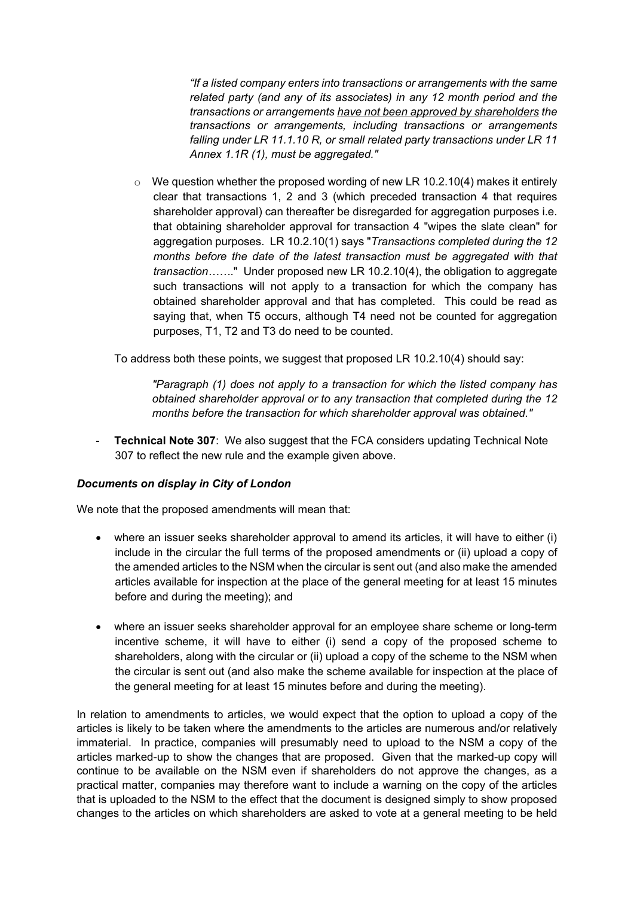> *"If a listed company enters into transactions or arrangements with the same related party (and any of its associates) in any 12 month period and the transactions or arrangements <u>have not been approved by shareholders</u> the transactions or arrangements, including transactions or arrangements falling under LR 11.1.10 R, or small related party transactions under LR 11 Annex 1.1R (1), must be aggregated."*

- We question whether the proposed wording of new LR 10.2.10(4) makes it entirely clear that transactions 1, 2 and 3 (which preceded transaction 4 that requires shareholder approval) can thereafter be disregarded for aggregation purposes i.e. that obtaining shareholder approval for transaction 4 "wipes the slate clean" for aggregation purposes. LR 10.2.10(1) says "*Transactions completed during the 12 months before the date of the latest transaction must be aggregated with that transaction*……." Under proposed new LR 10.2.10(4), the obligation to aggregate such transactions will not apply to a transaction for which the company has obtained shareholder approval and that has completed. This could be read as saying that, when T5 occurs, although T4 need not be counted for aggregation purposes, T1, T2 and T3 do need to be counted.

To address both these points, we suggest that proposed LR 10.2.10(4) should say:

> *"Paragraph (1) does not apply to a transaction for which the listed company has obtained shareholder approval or to any transaction that completed during the 12 months before the transaction for which shareholder approval was obtained."*

- **Technical Note 307**: We also suggest that the FCA considers updating Technical Note 307 to reflect the new rule and the example given above.

### *Documents on display in City of London*

We note that the proposed amendments will mean that:

- where an issuer seeks shareholder approval to amend its articles, it will have to either (i) include in the circular the full terms of the proposed amendments or (ii) upload a copy of the amended articles to the NSM when the circular is sent out (and also make the amended articles available for inspection at the place of the general meeting for at least 15 minutes before and during the meeting); and
- where an issuer seeks shareholder approval for an employee share scheme or long-term incentive scheme, it will have to either (i) send a copy of the proposed scheme to shareholders, along with the circular or (ii) upload a copy of the scheme to the NSM when the circular is sent out (and also make the scheme available for inspection at the place of the general meeting for at least 15 minutes before and during the meeting).

In relation to amendments to articles, we would expect that the option to upload a copy of the articles is likely to be taken where the amendments to the articles are numerous and/or relatively immaterial. In practice, companies will presumably need to upload to the NSM a copy of the articles marked-up to show the changes that are proposed. Given that the marked-up copy will continue to be available on the NSM even if shareholders do not approve the changes, as a practical matter, companies may therefore want to include a warning on the copy of the articles that is uploaded to the NSM to the effect that the document is designed simply to show proposed changes to the articles on which shareholders are asked to vote at a general meeting to be held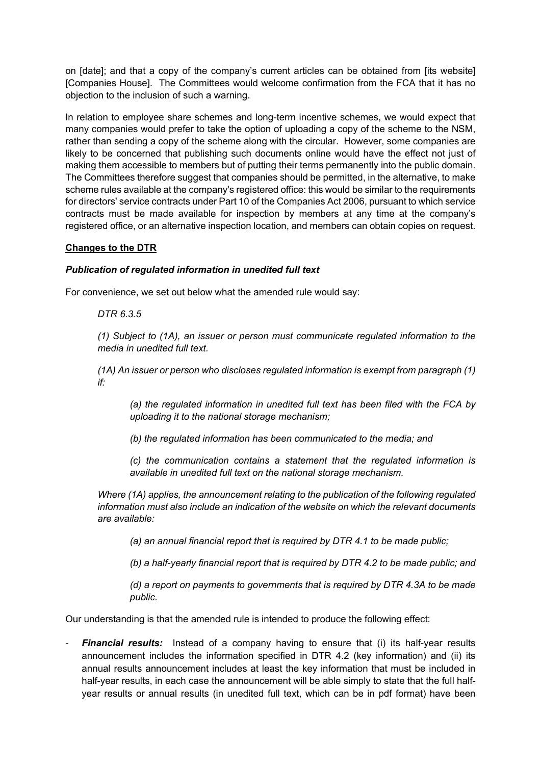on [date]; and that a copy of the company's current articles can be obtained from [its website] [Companies House]. The Committees would welcome confirmation from the FCA that it has no objection to the inclusion of such a warning.

In relation to employee share schemes and long-term incentive schemes, we would expect that many companies would prefer to take the option of uploading a copy of the scheme to the NSM, rather than sending a copy of the scheme along with the circular. However, some companies are likely to be concerned that publishing such documents online would have the effect not just of making them accessible to members but of putting their terms permanently into the public domain. The Committees therefore suggest that companies should be permitted, in the alternative, to make scheme rules available at the company's registered office: this would be similar to the requirements for directors' service contracts under Part 10 of the Companies Act 2006, pursuant to which service contracts must be made available for inspection by members at any time at the company's registered office, or an alternative inspection location, and members can obtain copies on request.

**Changes to the DTR**

***Publication of regulated information in unedited full text***

For convenience, we set out below what the amended rule would say:

> *DTR 6.3.5*
>
> *(1) Subject to (1A), an issuer or person must communicate regulated information to the media in unedited full text.*
>
> *(1A) An issuer or person who discloses regulated information is exempt from paragraph (1) if:*
>
> > *(a) the regulated information in unedited full text has been filed with the FCA by uploading it to the national storage mechanism;*
> >
> > *(b) the regulated information has been communicated to the media; and*
> >
> > *(c) the communication contains a statement that the regulated information is available in unedited full text on the national storage mechanism.*
>
> *Where (1A) applies, the announcement relating to the publication of the following regulated information must also include an indication of the website on which the relevant documents are available:*
>
> > *(a) an annual financial report that is required by DTR 4.1 to be made public;*
> >
> > *(b) a half-yearly financial report that is required by DTR 4.2 to be made public; and*
> >
> > *(d) a report on payments to governments that is required by DTR 4.3A to be made public.*

Our understanding is that the amended rule is intended to produce the following effect:

- ***Financial results:*** Instead of a company having to ensure that (i) its half-year results announcement includes the information specified in DTR 4.2 (key information) and (ii) its annual results announcement includes at least the key information that must be included in half-year results, in each case the announcement will be able simply to state that the full half-year results or annual results (in unedited full text, which can be in pdf format) have been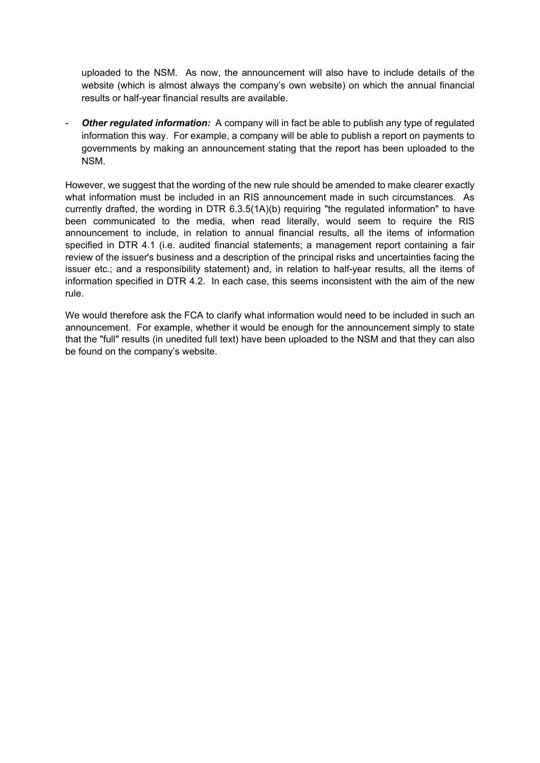uploaded to the NSM. As now, the announcement will also have to include details of the website (which is almost always the company's own website) on which the annual financial results or half-year financial results are available.

- ***Other regulated information:*** A company will in fact be able to publish any type of regulated information this way. For example, a company will be able to publish a report on payments to governments by making an announcement stating that the report has been uploaded to the NSM.

However, we suggest that the wording of the new rule should be amended to make clearer exactly what information must be included in an RIS announcement made in such circumstances. As currently drafted, the wording in DTR 6.3.5(1A)(b) requiring "the regulated information" to have been communicated to the media, when read literally, would seem to require the RIS announcement to include, in relation to annual financial results, all the items of information specified in DTR 4.1 (i.e. audited financial statements; a management report containing a fair review of the issuer's business and a description of the principal risks and uncertainties facing the issuer etc.; and a responsibility statement) and, in relation to half-year results, all the items of information specified in DTR 4.2. In each case, this seems inconsistent with the aim of the new rule.

We would therefore ask the FCA to clarify what information would need to be included in such an announcement. For example, whether it would be enough for the announcement simply to state that the "full" results (in unedited full text) have been uploaded to the NSM and that they can also be found on the company's website.